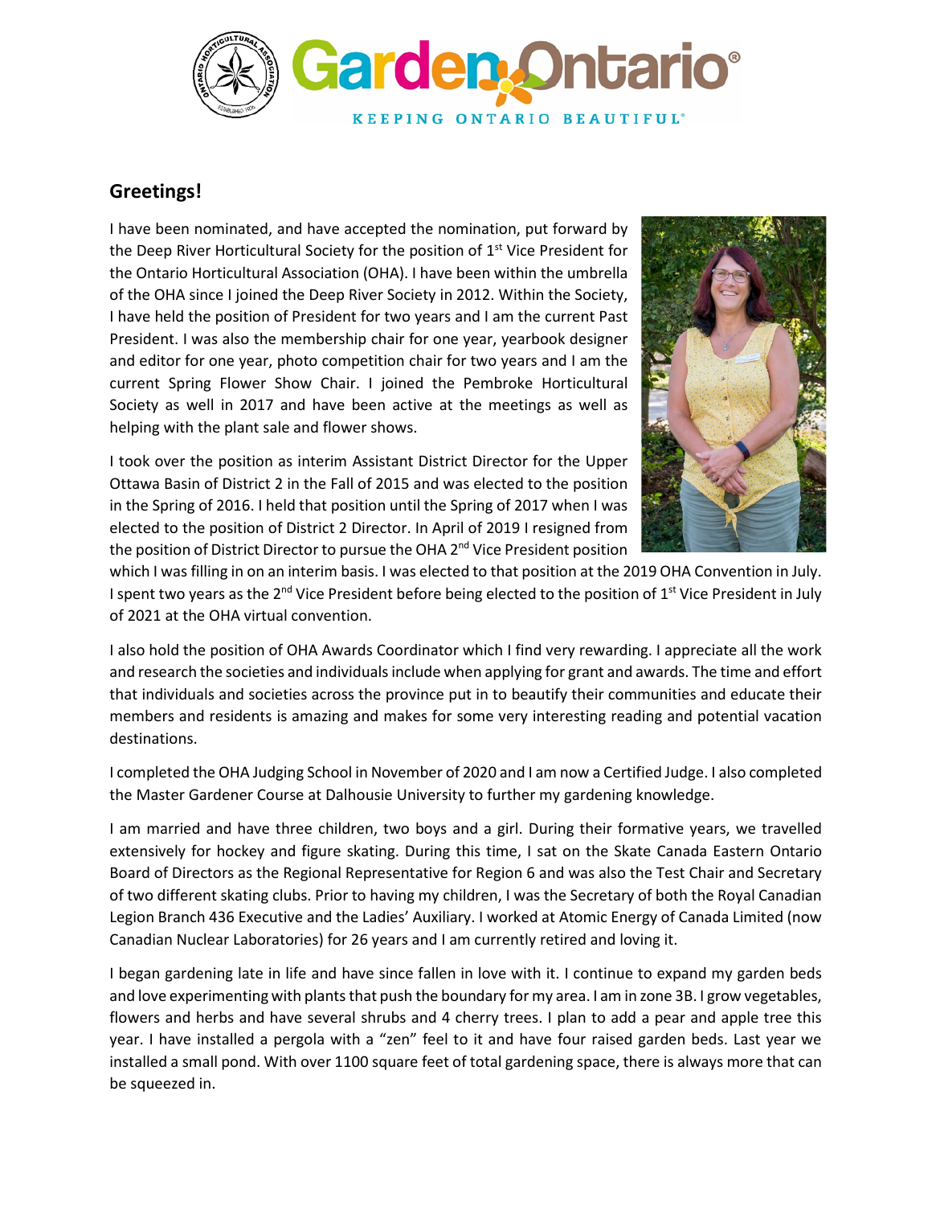Garden Ontario®

KEEPING ONTARIO BEAUTIFUL®

## Greetings!

I have been nominated, and have accepted the nomination, put forward by the Deep River Horticultural Society for the position of 1st Vice President for the Ontario Horticultural Association (OHA). I have been within the umbrella of the OHA since I joined the Deep River Society in 2012. Within the Society, I have held the position of President for two years and I am the current Past President. I was also the membership chair for one year, yearbook designer and editor for one year, photo competition chair for two years and I am the current Spring Flower Show Chair. I joined the Pembroke Horticultural Society as well in 2017 and have been active at the meetings as well as helping with the plant sale and flower shows.

I took over the position as interim Assistant District Director for the Upper Ottawa Basin of District 2 in the Fall of 2015 and was elected to the position in the Spring of 2016. I held that position until the Spring of 2017 when I was elected to the position of District 2 Director. In April of 2019 I resigned from the position of District Director to pursue the OHA 2nd Vice President position which I was filling in on an interim basis. I was elected to that position at the 2019 OHA Convention in July. I spent two years as the 2nd Vice President before being elected to the position of 1st Vice President in July of 2021 at the OHA virtual convention.

I also hold the position of OHA Awards Coordinator which I find very rewarding. I appreciate all the work and research the societies and individuals include when applying for grant and awards. The time and effort that individuals and societies across the province put in to beautify their communities and educate their members and residents is amazing and makes for some very interesting reading and potential vacation destinations.

I completed the OHA Judging School in November of 2020 and I am now a Certified Judge. I also completed the Master Gardener Course at Dalhousie University to further my gardening knowledge.

I am married and have three children, two boys and a girl. During their formative years, we travelled extensively for hockey and figure skating. During this time, I sat on the Skate Canada Eastern Ontario Board of Directors as the Regional Representative for Region 6 and was also the Test Chair and Secretary of two different skating clubs. Prior to having my children, I was the Secretary of both the Royal Canadian Legion Branch 436 Executive and the Ladies' Auxiliary. I worked at Atomic Energy of Canada Limited (now Canadian Nuclear Laboratories) for 26 years and I am currently retired and loving it.

I began gardening late in life and have since fallen in love with it. I continue to expand my garden beds and love experimenting with plants that push the boundary for my area. I am in zone 3B. I grow vegetables, flowers and herbs and have several shrubs and 4 cherry trees. I plan to add a pear and apple tree this year. I have installed a pergola with a "zen" feel to it and have four raised garden beds. Last year we installed a small pond. With over 1100 square feet of total gardening space, there is always more that can be squeezed in.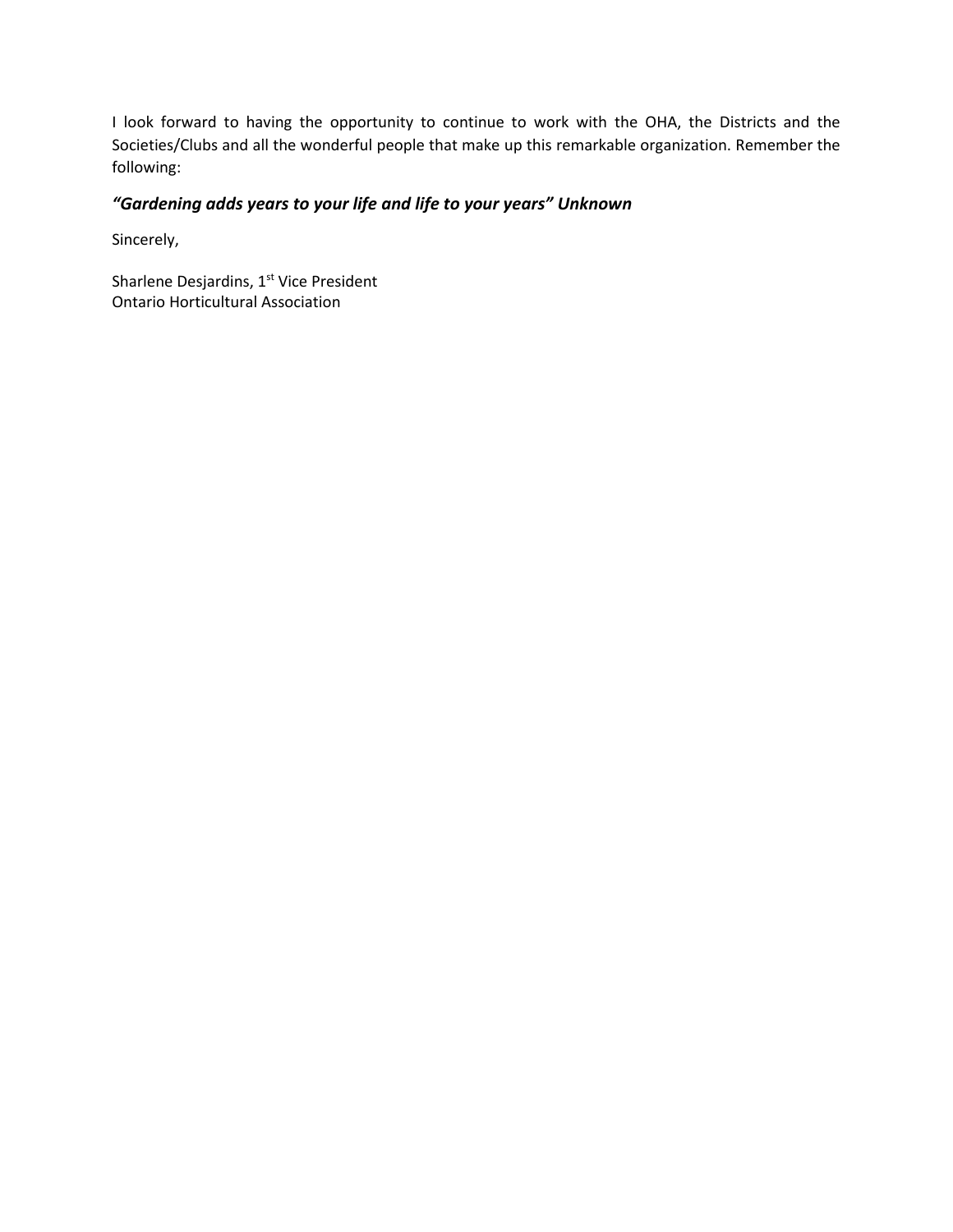I look forward to having the opportunity to continue to work with the OHA, the Districts and the Societies/Clubs and all the wonderful people that make up this remarkable organization. Remember the following:

***"Gardening adds years to your life and life to your years" Unknown***

Sincerely,

Sharlene Desjardins, 1st Vice President
Ontario Horticultural Association